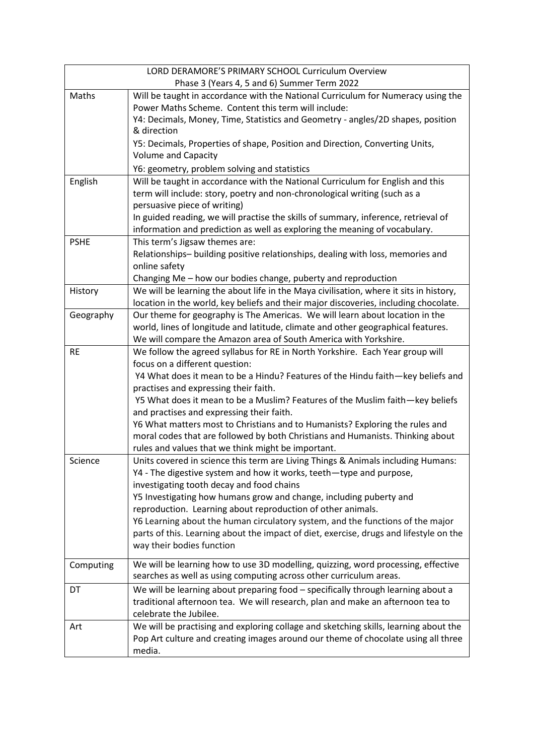| LORD DERAMORE'S PRIMARY SCHOOL Curriculum Overview<br>Phase 3 (Years 4, 5 and 6) Summer Term 2022 | |
|---|---|
| Maths | Will be taught in accordance with the National Curriculum for Numeracy using the Power Maths Scheme. Content this term will include:<br>Y4: Decimals, Money, Time, Statistics and Geometry - angles/2D shapes, position & direction<br>Y5: Decimals, Properties of shape, Position and Direction, Converting Units, Volume and Capacity<br>Y6: geometry, problem solving and statistics |
| English | Will be taught in accordance with the National Curriculum for English and this term will include: story, poetry and non-chronological writing (such as a persuasive piece of writing)<br>In guided reading, we will practise the skills of summary, inference, retrieval of information and prediction as well as exploring the meaning of vocabulary. |
| PSHE | This term's Jigsaw themes are:<br>Relationships– building positive relationships, dealing with loss, memories and online safety<br>Changing Me – how our bodies change, puberty and reproduction |
| History | We will be learning the about life in the Maya civilisation, where it sits in history, location in the world, key beliefs and their major discoveries, including chocolate. |
| Geography | Our theme for geography is The Americas. We will learn about location in the world, lines of longitude and latitude, climate and other geographical features. We will compare the Amazon area of South America with Yorkshire. |
| RE | We follow the agreed syllabus for RE in North Yorkshire. Each Year group will focus on a different question:<br>Y4 What does it mean to be a Hindu? Features of the Hindu faith—key beliefs and practises and expressing their faith.<br>Y5 What does it mean to be a Muslim? Features of the Muslim faith—key beliefs and practises and expressing their faith.<br>Y6 What matters most to Christians and to Humanists? Exploring the rules and moral codes that are followed by both Christians and Humanists. Thinking about rules and values that we think might be important. |
| Science | Units covered in science this term are Living Things & Animals including Humans:<br>Y4 - The digestive system and how it works, teeth—type and purpose, investigating tooth decay and food chains<br>Y5 Investigating how humans grow and change, including puberty and reproduction. Learning about reproduction of other animals.<br>Y6 Learning about the human circulatory system, and the functions of the major parts of this. Learning about the impact of diet, exercise, drugs and lifestyle on the way their bodies function |
| Computing | We will be learning how to use 3D modelling, quizzing, word processing, effective searches as well as using computing across other curriculum areas. |
| DT | We will be learning about preparing food – specifically through learning about a traditional afternoon tea. We will research, plan and make an afternoon tea to celebrate the Jubilee. |
| Art | We will be practising and exploring collage and sketching skills, learning about the Pop Art culture and creating images around our theme of chocolate using all three media. |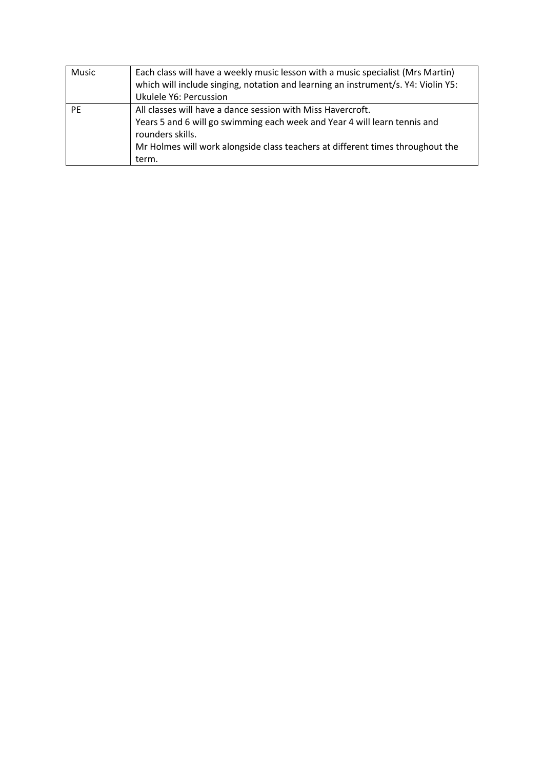| | |
|---|---|
| Music | Each class will have a weekly music lesson with a music specialist (Mrs Martin) which will include singing, notation and learning an instrument/s. Y4: Violin Y5: Ukulele Y6: Percussion |
| PE | All classes will have a dance session with Miss Havercroft.<br>Years 5 and 6 will go swimming each week and Year 4 will learn tennis and rounders skills.<br>Mr Holmes will work alongside class teachers at different times throughout the term. |